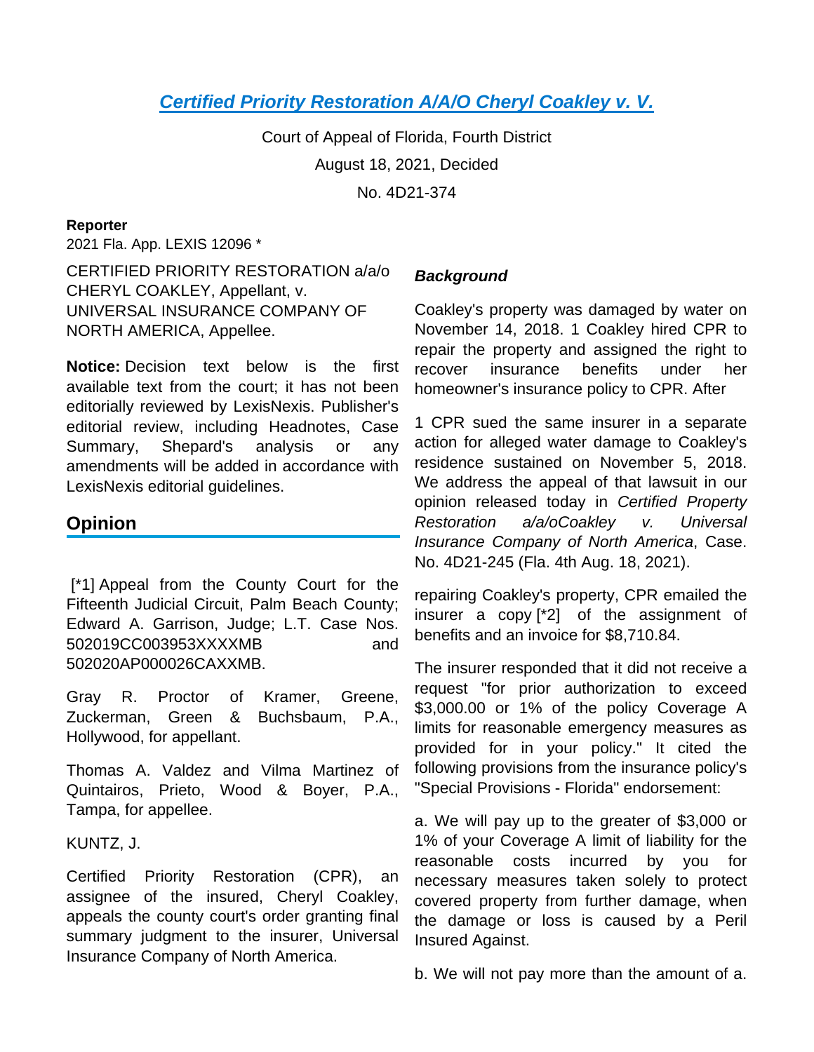# [Certified Priority Restoration A/A/O Cheryl Coakley v. V.](#)

Court of Appeal of Florida, Fourth District

August 18, 2021, Decided

No. 4D21-374

**Reporter**

2021 Fla. App. LEXIS 12096 *

CERTIFIED PRIORITY RESTORATION a/a/o CHERYL COAKLEY, Appellant, v. UNIVERSAL INSURANCE COMPANY OF NORTH AMERICA, Appellee.

**Notice:** Decision text below is the first available text from the court; it has not been editorially reviewed by LexisNexis. Publisher's editorial review, including Headnotes, Case Summary, Shepard's analysis or any amendments will be added in accordance with LexisNexis editorial guidelines.

## Opinion

[*1] Appeal from the County Court for the Fifteenth Judicial Circuit, Palm Beach County; Edward A. Garrison, Judge; L.T. Case Nos. 502019CC003953XXXXMB and 502020AP000026CAXXMB.

Gray R. Proctor of Kramer, Greene, Zuckerman, Green & Buchsbaum, P.A., Hollywood, for appellant.

Thomas A. Valdez and Vilma Martinez of Quintairos, Prieto, Wood & Boyer, P.A., Tampa, for appellee.

KUNTZ, J.

Certified Priority Restoration (CPR), an assignee of the insured, Cheryl Coakley, appeals the county court's order granting final summary judgment to the insurer, Universal Insurance Company of North America.

### *Background*

Coakley's property was damaged by water on November 14, 2018. 1 Coakley hired CPR to repair the property and assigned the right to recover insurance benefits under her homeowner's insurance policy to CPR. After repairing Coakley's property, CPR emailed the insurer a copy [*2] of the assignment of benefits and an invoice for $8,710.84.

The insurer responded that it did not receive a request "for prior authorization to exceed $3,000.00 or 1% of the policy Coverage A limits for reasonable emergency measures as provided for in your policy." It cited the following provisions from the insurance policy's "Special Provisions - Florida" endorsement:

a. We will pay up to the greater of $3,000 or 1% of your Coverage A limit of liability for the reasonable costs incurred by you for necessary measures taken solely to protect covered property from further damage, when the damage or loss is caused by a Peril Insured Against.

b. We will not pay more than the amount of a.

1 CPR sued the same insurer in a separate action for alleged water damage to Coakley's residence sustained on November 5, 2018. We address the appeal of that lawsuit in our opinion released today in *Certified Property Restoration a/a/oCoakley v. Universal Insurance Company of North America*, Case. No. 4D21-245 (Fla. 4th Aug. 18, 2021).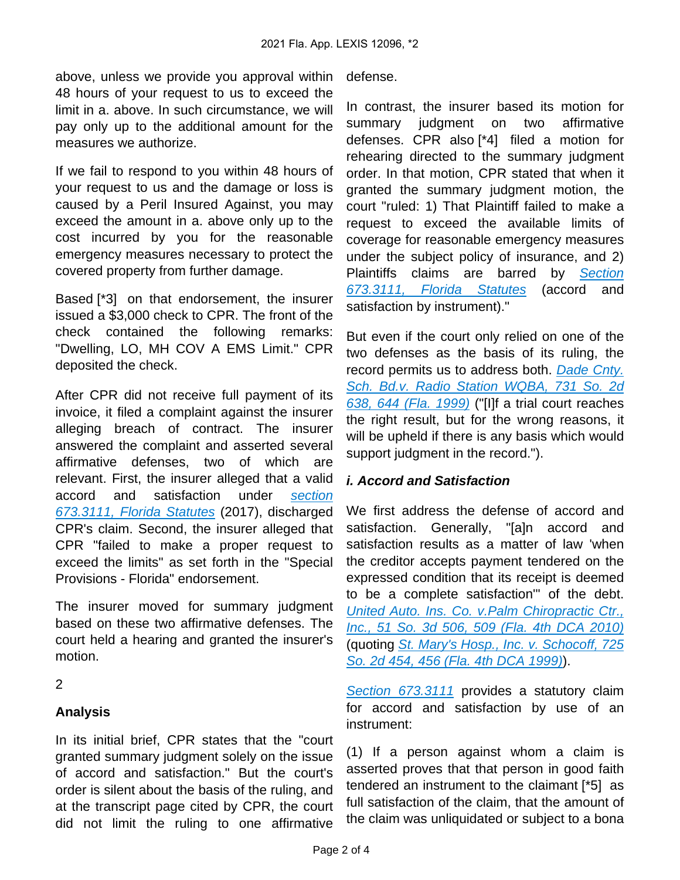above, unless we provide you approval within 48 hours of your request to us to exceed the limit in a. above. In such circumstance, we will pay only up to the additional amount for the measures we authorize.

If we fail to respond to you within 48 hours of your request to us and the damage or loss is caused by a Peril Insured Against, you may exceed the amount in a. above only up to the cost incurred by you for the reasonable emergency measures necessary to protect the covered property from further damage.

Based [*3] on that endorsement, the insurer issued a $3,000 check to CPR. The front of the check contained the following remarks: "Dwelling, LO, MH COV A EMS Limit." CPR deposited the check.

After CPR did not receive full payment of its invoice, it filed a complaint against the insurer alleging breach of contract. The insurer answered the complaint and asserted several affirmative defenses, two of which are relevant. First, the insurer alleged that a valid accord and satisfaction under section 673.3111, Florida Statutes (2017), discharged CPR's claim. Second, the insurer alleged that CPR "failed to make a proper request to exceed the limits" as set forth in the "Special Provisions - Florida" endorsement.

The insurer moved for summary judgment based on these two affirmative defenses. The court held a hearing and granted the insurer's motion.

2

## Analysis

In its initial brief, CPR states that the "court granted summary judgment solely on the issue of accord and satisfaction." But the court's order is silent about the basis of the ruling, and at the transcript page cited by CPR, the court did not limit the ruling to one affirmative defense.

In contrast, the insurer based its motion for summary judgment on two affirmative defenses. CPR also [*4] filed a motion for rehearing directed to the summary judgment order. In that motion, CPR stated that when it granted the summary judgment motion, the court "ruled: 1) That Plaintiff failed to make a request to exceed the available limits of coverage for reasonable emergency measures under the subject policy of insurance, and 2) Plaintiffs claims are barred by Section 673.3111, Florida Statutes (accord and satisfaction by instrument)."

But even if the court only relied on one of the two defenses as the basis of its ruling, the record permits us to address both. Dade Cnty. Sch. Bd.v. Radio Station WQBA, 731 So. 2d 638, 644 (Fla. 1999) ("[I]f a trial court reaches the right result, but for the wrong reasons, it will be upheld if there is any basis which would support judgment in the record.").

### *i. Accord and Satisfaction*

We first address the defense of accord and satisfaction. Generally, "[a]n accord and satisfaction results as a matter of law 'when the creditor accepts payment tendered on the expressed condition that its receipt is deemed to be a complete satisfaction'" of the debt. United Auto. Ins. Co. v.Palm Chiropractic Ctr., Inc., 51 So. 3d 506, 509 (Fla. 4th DCA 2010) (quoting St. Mary's Hosp., Inc. v. Schocoff, 725 So. 2d 454, 456 (Fla. 4th DCA 1999)).

Section 673.3111 provides a statutory claim for accord and satisfaction by use of an instrument:

(1) If a person against whom a claim is asserted proves that that person in good faith tendered an instrument to the claimant [*5] as full satisfaction of the claim, that the amount of the claim was unliquidated or subject to a bona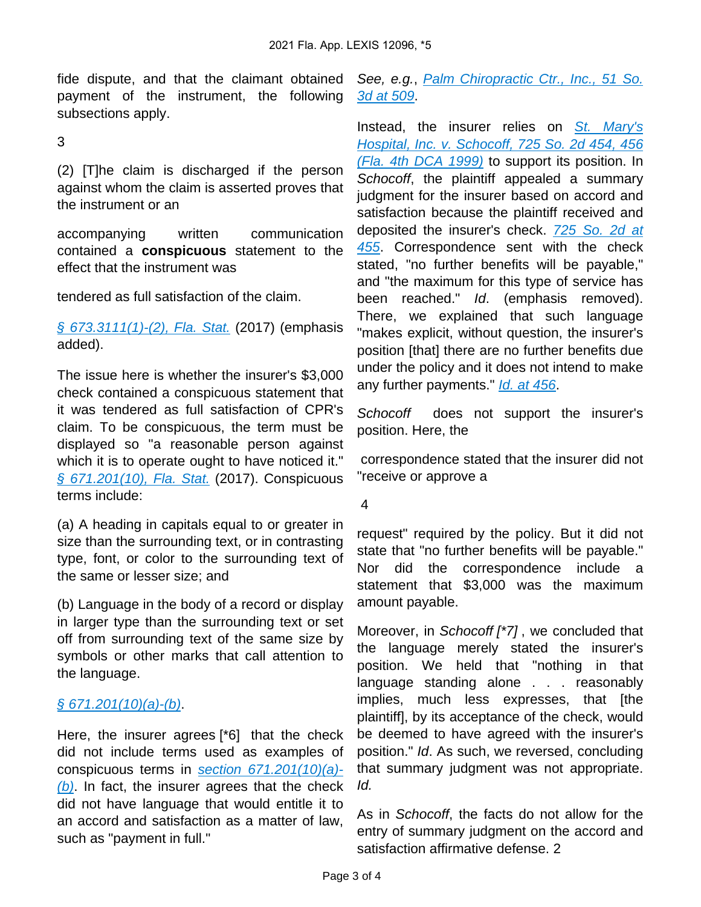fide dispute, and that the claimant obtained payment of the instrument, the following subsections apply.

3

(2) [T]he claim is discharged if the person against whom the claim is asserted proves that the instrument or an

accompanying written communication contained a **conspicuous** statement to the effect that the instrument was

tendered as full satisfaction of the claim.

§ 673.3111(1)-(2), Fla. Stat. (2017) (emphasis added).

The issue here is whether the insurer's $3,000 check contained a conspicuous statement that it was tendered as full satisfaction of CPR's claim. To be conspicuous, the term must be displayed so "a reasonable person against which it is to operate ought to have noticed it." § 671.201(10), Fla. Stat. (2017). Conspicuous terms include:

(a) A heading in capitals equal to or greater in size than the surrounding text, or in contrasting type, font, or color to the surrounding text of the same or lesser size; and

(b) Language in the body of a record or display in larger type than the surrounding text or set off from surrounding text of the same size by symbols or other marks that call attention to the language.

§ 671.201(10)(a)-(b).

Here, the insurer agrees [*6] that the check did not include terms used as examples of conspicuous terms in section 671.201(10)(a)-(b). In fact, the insurer agrees that the check did not have language that would entitle it to an accord and satisfaction as a matter of law, such as "payment in full." *See, e.g.*, Palm Chiropractic Ctr., Inc., 51 So. 3d at 509.

Instead, the insurer relies on St. Mary's Hospital, Inc. v. Schocoff, 725 So. 2d 454, 456 (Fla. 4th DCA 1999) to support its position. In *Schocoff*, the plaintiff appealed a summary judgment for the insurer based on accord and satisfaction because the plaintiff received and deposited the insurer's check. 725 So. 2d at 455. Correspondence sent with the check stated, "no further benefits will be payable," and "the maximum for this type of service has been reached." *Id*. (emphasis removed). There, we explained that such language "makes explicit, without question, the insurer's position [that] there are no further benefits due under the policy and it does not intend to make any further payments." *Id. at 456*.

*Schocoff* does not support the insurer's position. Here, the

correspondence stated that the insurer did not "receive or approve a

4

request" required by the policy. But it did not state that "no further benefits will be payable." Nor did the correspondence include a statement that $3,000 was the maximum amount payable.

Moreover, in *Schocoff [*7]* , we concluded that the language merely stated the insurer's position. We held that "nothing in that language standing alone . . . reasonably implies, much less expresses, that [the plaintiff], by its acceptance of the check, would be deemed to have agreed with the insurer's position." *Id*. As such, we reversed, concluding that summary judgment was not appropriate. *Id.*

As in *Schocoff*, the facts do not allow for the entry of summary judgment on the accord and satisfaction affirmative defense. 2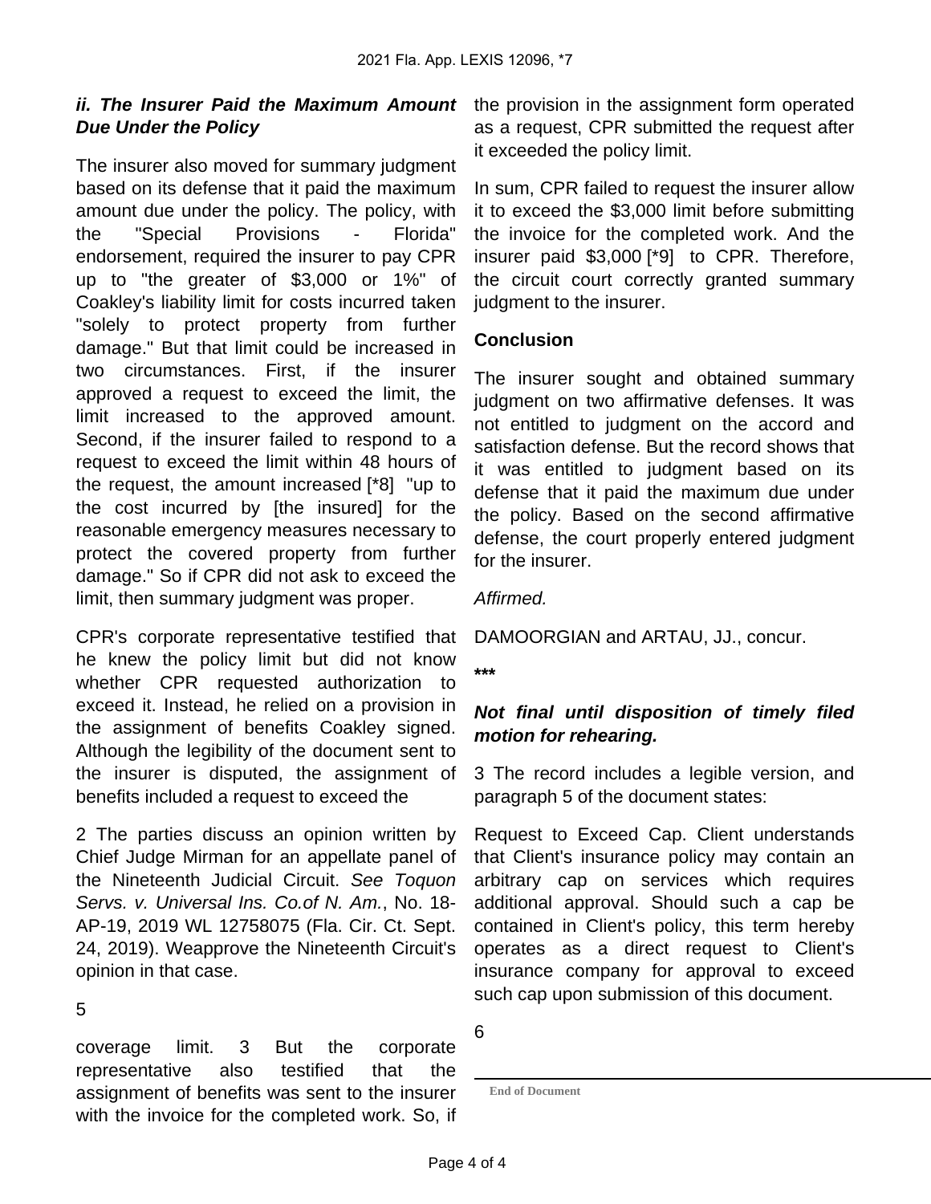### *ii. The Insurer Paid the Maximum Amount Due Under the Policy*

The insurer also moved for summary judgment based on its defense that it paid the maximum amount due under the policy. The policy, with the "Special Provisions - Florida" endorsement, required the insurer to pay CPR up to "the greater of $3,000 or 1%" of Coakley's liability limit for costs incurred taken "solely to protect property from further damage." But that limit could be increased in two circumstances. First, if the insurer approved a request to exceed the limit, the limit increased to the approved amount. Second, if the insurer failed to respond to a request to exceed the limit within 48 hours of the request, the amount increased [*8] "up to the cost incurred by [the insured] for the reasonable emergency measures necessary to protect the covered property from further damage." So if CPR did not ask to exceed the limit, then summary judgment was proper.

CPR's corporate representative testified that he knew the policy limit but did not know whether CPR requested authorization to exceed it. Instead, he relied on a provision in the assignment of benefits Coakley signed. Although the legibility of the document sent to the insurer is disputed, the assignment of benefits included a request to exceed the coverage limit. 3 But the corporate representative also testified that the assignment of benefits was sent to the insurer with the invoice for the completed work. So, if the provision in the assignment form operated as a request, CPR submitted the request after it exceeded the policy limit.

In sum, CPR failed to request the insurer allow it to exceed the $3,000 limit before submitting the invoice for the completed work. And the insurer paid $3,000 [*9] to CPR. Therefore, the circuit court correctly granted summary judgment to the insurer.

**Conclusion**

The insurer sought and obtained summary judgment on two affirmative defenses. It was not entitled to judgment on the accord and satisfaction defense. But the record shows that it was entitled to judgment based on its defense that it paid the maximum due under the policy. Based on the second affirmative defense, the court properly entered judgment for the insurer.

*Affirmed.*

DAMOORGIAN and ARTAU, JJ., concur.

***

***Not final until disposition of timely filed motion for rehearing.***

2 The parties discuss an opinion written by Chief Judge Mirman for an appellate panel of the Nineteenth Judicial Circuit. *See Toquon Servs. v. Universal Ins. Co.of N. Am.*, No. 18-AP-19, 2019 WL 12758075 (Fla. Cir. Ct. Sept. 24, 2019). Weapprove the Nineteenth Circuit's opinion in that case.

3 The record includes a legible version, and paragraph 5 of the document states:

Request to Exceed Cap. Client understands that Client's insurance policy may contain an arbitrary cap on services which requires additional approval. Should such a cap be contained in Client's policy, this term hereby operates as a direct request to Client's insurance company for approval to exceed such cap upon submission of this document.

End of Document